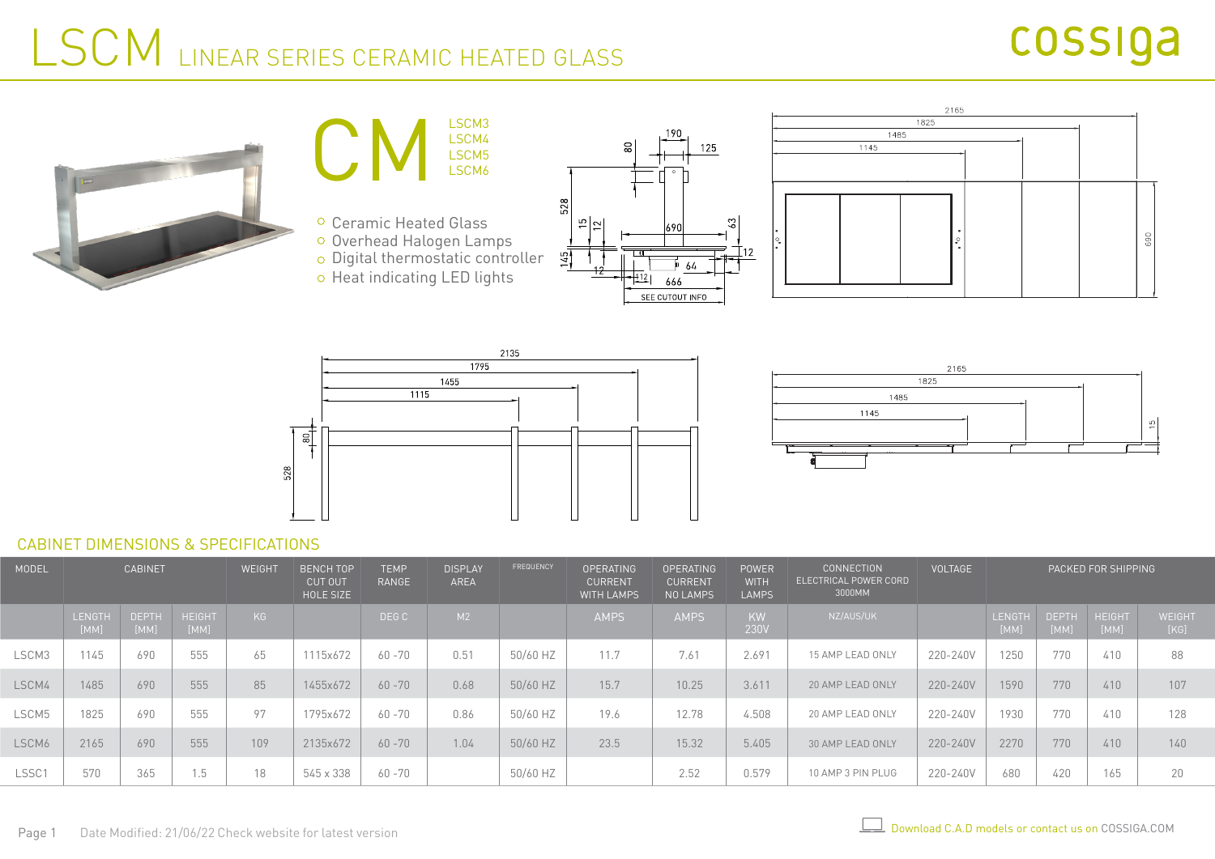# LSCM LINEAR SERIES CERAMIC HEATED GLASS

cossiga

## CM

LSCM3
LSCM4
LSCM5
LSCM6

- Ceramic Heated Glass
- Overhead Halogen Lamps
- Digital thermostatic controller
- Heat indicating LED lights

## CABINET DIMENSIONS & SPECIFICATIONS

| MODEL | CABINET | | | WEIGHT | BENCH TOP CUT OUT HOLE SIZE | TEMP RANGE | DISPLAY AREA | FREQUENCY | OPERATING CURRENT WITH LAMPS | OPERATING CURRENT NO LAMPS | POWER WITH LAMPS | CONNECTION ELECTRICAL POWER CORD 3000MM | VOLTAGE | PACKED FOR SHIPPING | | | |
|---|---|---|---|---|---|---|---|---|---|---|---|---|---|---|---|---|---|
| | LENGTH [MM] | DEPTH [MM] | HEIGHT [MM] | KG | | DEG C | M2 | | AMPS | AMPS | KW 230V | NZ/AUS/UK | | LENGTH [MM] | DEPTH [MM] | HEIGHT [MM] | WEIGHT [KG] |
| LSCM3 | 1145 | 690 | 555 | 65 | 1115x672 | 60 -70 | 0.51 | 50/60 HZ | 11.7 | 7.61 | 2.691 | 15 AMP LEAD ONLY | 220-240V | 1250 | 770 | 410 | 88 |
| LSCM4 | 1485 | 690 | 555 | 85 | 1455x672 | 60 -70 | 0.68 | 50/60 HZ | 15.7 | 10.25 | 3.611 | 20 AMP LEAD ONLY | 220-240V | 1590 | 770 | 410 | 107 |
| LSCM5 | 1825 | 690 | 555 | 97 | 1795x672 | 60 -70 | 0.86 | 50/60 HZ | 19.6 | 12.78 | 4.508 | 20 AMP LEAD ONLY | 220-240V | 1930 | 770 | 410 | 128 |
| LSCM6 | 2165 | 690 | 555 | 109 | 2135x672 | 60 -70 | 1.04 | 50/60 HZ | 23.5 | 15.32 | 5.405 | 30 AMP LEAD ONLY | 220-240V | 2270 | 770 | 410 | 140 |
| LSSC1 | 570 | 365 | 1.5 | 18 | 545 x 338 | 60 -70 | | 50/60 HZ | | 2.52 | 0.579 | 10 AMP 3 PIN PLUG | 220-240V | 680 | 420 | 165 | 20 |

Date Modified: 21/06/22 Check website for latest version

Download C.A.D models or contact us on COSSIGA.COM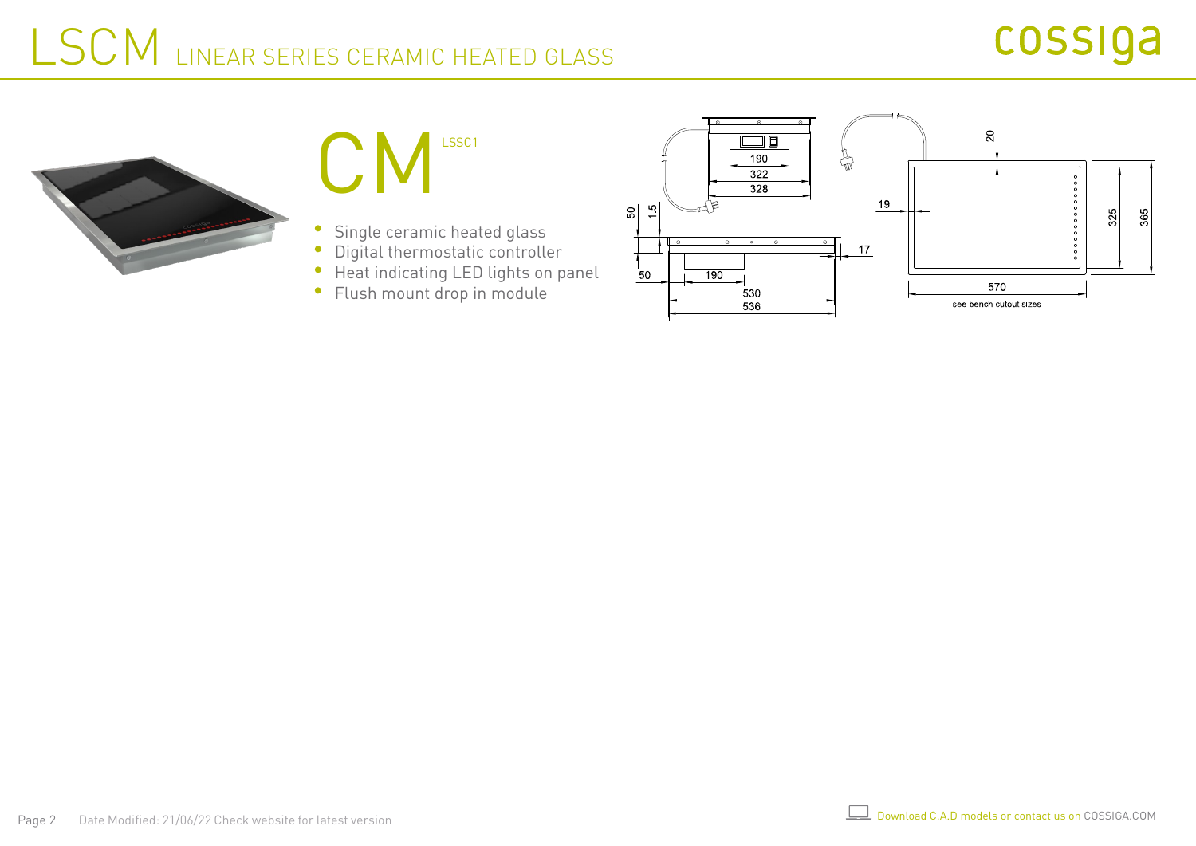# LSCM LINEAR SERIES CERAMIC HEATED GLASS

## CM LSSC1

- Single ceramic heated glass
- Digital thermostatic controller
- Heat indicating LED lights on panel
- Flush mount drop in module

190
322
328
50
1.5
50
190
530
536
17
19
20
325
365
570
see bench cutout sizes

Download C.A.D models or contact us on COSSIGA.COM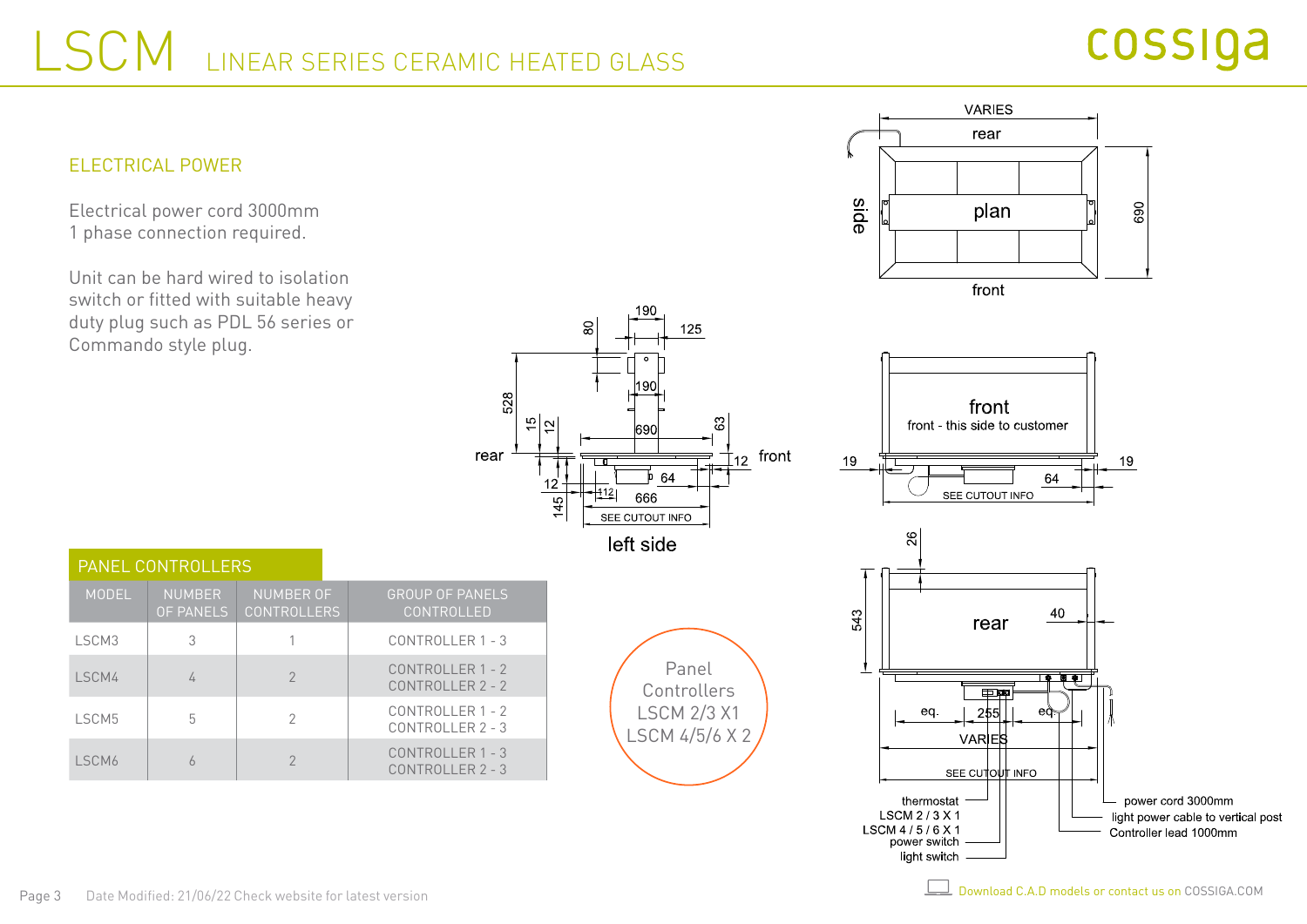# LSCM LINEAR SERIES CERAMIC HEATED GLASS

## ELECTRICAL POWER

Electrical power cord 3000mm
1 phase connection required.

Unit can be hard wired to isolation switch or fitted with suitable heavy duty plug such as PDL 56 series or Commando style plug.

## PANEL CONTROLLERS

| MODEL | NUMBER OF PANELS | NUMBER OF CONTROLLERS | GROUP OF PANELS CONTROLLED |
|---|---|---|---|
| LSCM3 | 3 | 1 | CONTROLLER 1 - 3 |
| LSCM4 | 4 | 2 | CONTROLLER 1 - 2<br>CONTROLLER 2 - 2 |
| LSCM5 | 5 | 2 | CONTROLLER 1 - 2<br>CONTROLLER 2 - 3 |
| LSCM6 | 6 | 2 | CONTROLLER 1 - 3<br>CONTROLLER 2 - 3 |

Panel Controllers
LSCM 2/3 X1
LSCM 4/5/6 X 2

left side

plan

front – this side to customer

rear

thermostat LSCM 2 / 3 X 1, LSCM 4 / 5 / 6 X 1
power switch
light switch
power cord 3000mm
light power cable to vertical post
Controller lead 1000mm

SEE CUTOUT INFO

Download C.A.D models or contact us on COSSIGA.COM

Date Modified: 21/06/22 Check website for latest version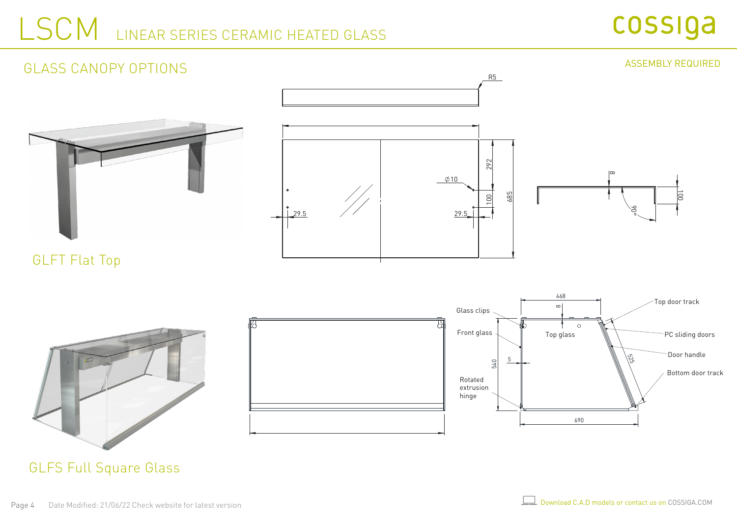# LSCM LINEAR SERIES CERAMIC HEATED GLASS

cossiga

## GLASS CANOPY OPTIONS

ASSEMBLY REQUIRED

R5

⌀10

29.5

29.5

292

100

685

8

100

90°

GLFT Flat Top

468

8

Glass clips

Top door track

Front glass

Top glass

PC sliding doors

Door handle

540

5

525

Bottom door track

Rotated extrusion hinge

690

GLFS Full Square Glass

Date Modified: 21/06/22 Check website for latest version

Download C.A.D models or contact us on COSSIGA.COM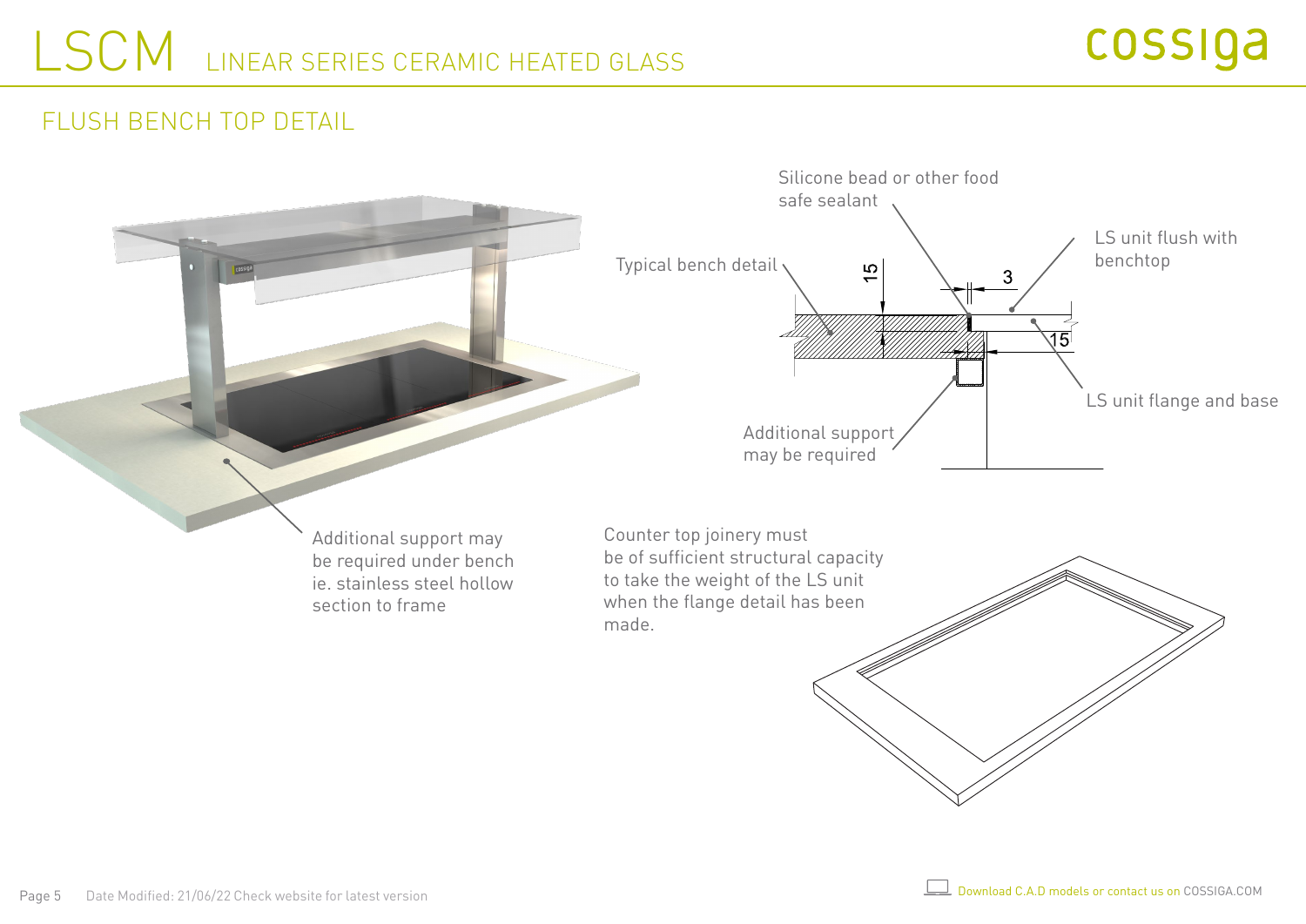# LSCM LINEAR SERIES CERAMIC HEATED GLASS

## FLUSH BENCH TOP DETAIL

Silicone bead or other food safe sealant

Typical bench detail

LS unit flush with benchtop

LS unit flange and base

15

3

15

Additional support may be required

Additional support may be required under bench ie. stainless steel hollow section to frame

Counter top joinery must be of sufficient structural capacity to take the weight of the LS unit when the flange detail has been made.

Date Modified: 21/06/22 Check website for latest version

Download C.A.D models or contact us on COSSIGA.COM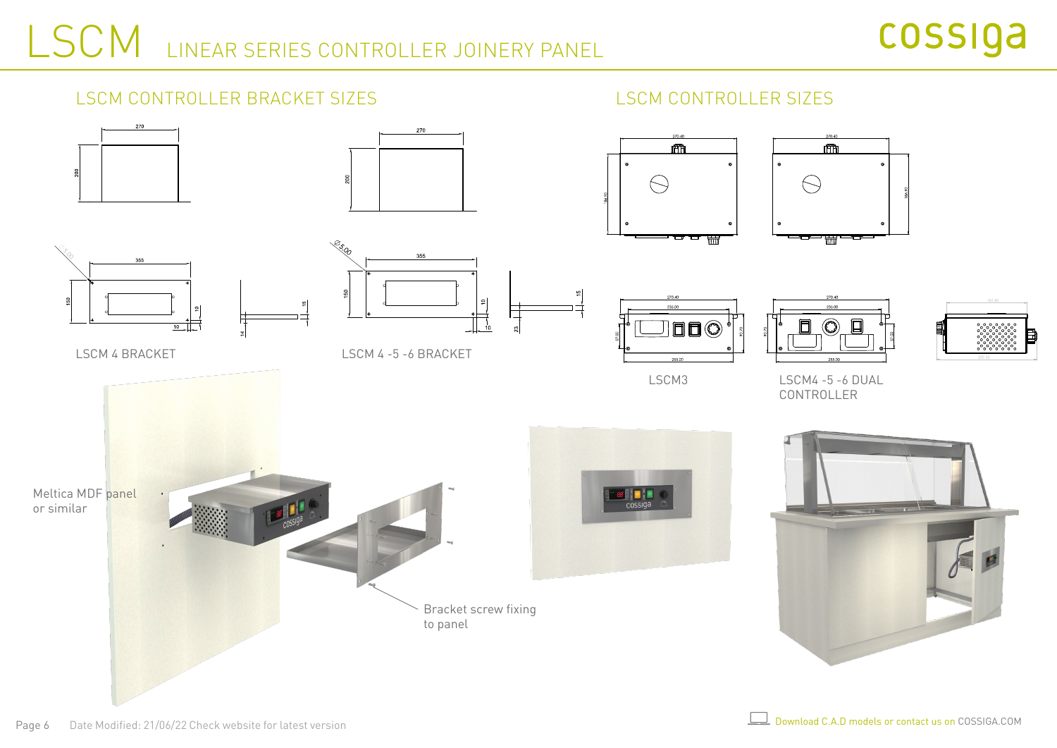# LSCM LINEAR SERIES CONTROLLER JOINERY PANEL

cossiga

## LSCM CONTROLLER BRACKET SIZES

LSCM 4 BRACKET

LSCM 4 -5 -6 BRACKET

## LSCM CONTROLLER SIZES

LSCM3

LSCM4 -5 -6 DUAL CONTROLLER

Meltica MDF panel or similar

Bracket screw fixing to panel

Date Modified: 21/06/22 Check website for latest version

Download C.A.D models or contact us on COSSIGA.COM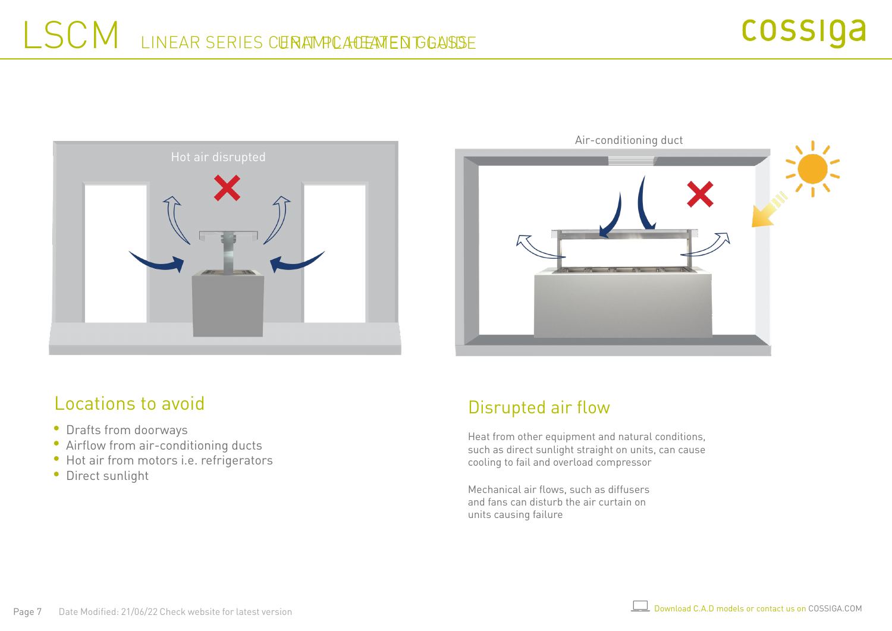# LSCM LINEAR SERIES UNIT PLACEMENT GUIDE

Hot air disrupted

Air-conditioning duct

## Locations to avoid

- Drafts from doorways
- Airflow from air-conditioning ducts
- Hot air from motors i.e. refrigerators
- Direct sunlight

## Disrupted air flow

Heat from other equipment and natural conditions, such as direct sunlight straight on units, can cause cooling to fail and overload compressor

Mechanical air flows, such as diffusers and fans can disturb the air curtain on units causing failure

Date Modified: 21/06/22 Check website for latest version

Download C.A.D models or contact us on COSSIGA.COM